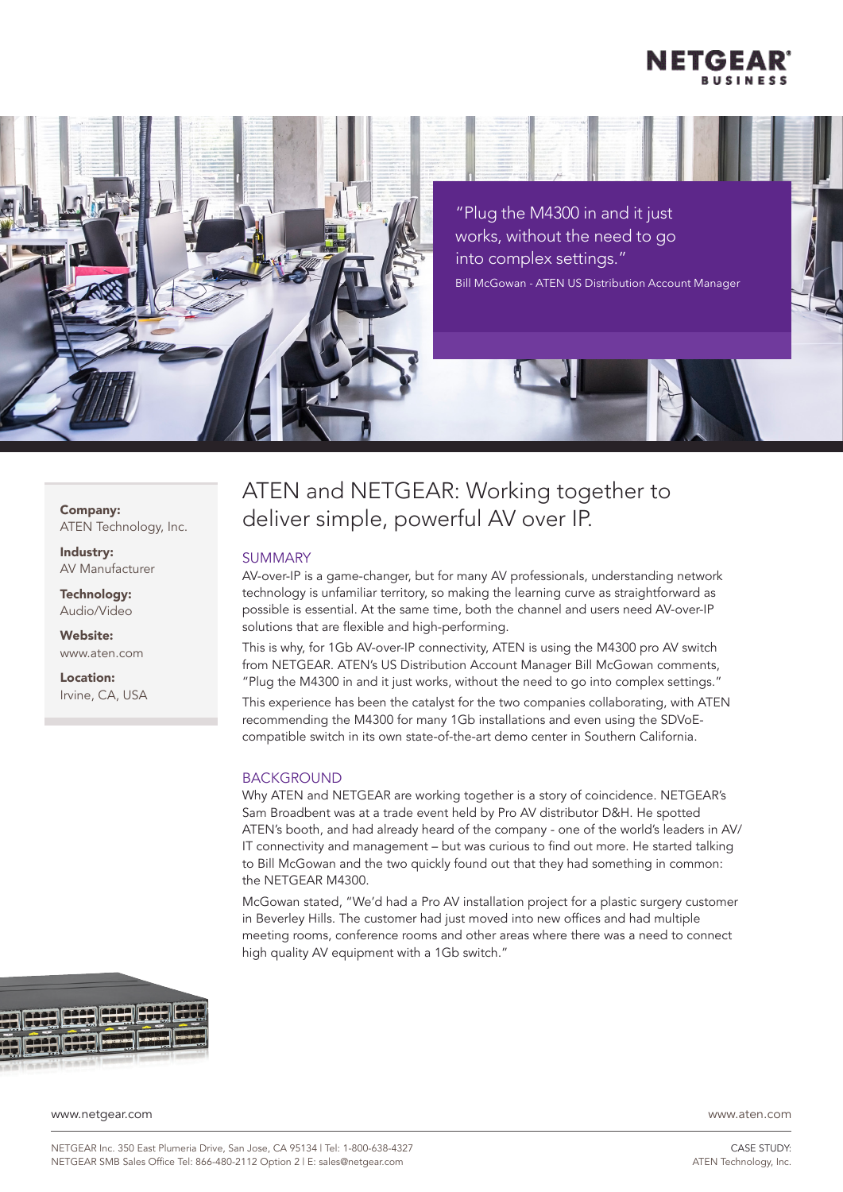> "Plug the M4300 in and it just works, without the need to go into complex settings."
>
> Bill McGowan - ATEN US Distribution Account Manager

**Company:**
ATEN Technology, Inc.

**Industry:**
AV Manufacturer

**Technology:**
Audio/Video

**Website:**
www.aten.com

**Location:**
Irvine, CA, USA

# ATEN and NETGEAR: Working together to deliver simple, powerful AV over IP.

## SUMMARY

AV-over-IP is a game-changer, but for many AV professionals, understanding network technology is unfamiliar territory, so making the learning curve as straightforward as possible is essential. At the same time, both the channel and users need AV-over-IP solutions that are flexible and high-performing.

This is why, for 1Gb AV-over-IP connectivity, ATEN is using the M4300 pro AV switch from NETGEAR. ATEN's US Distribution Account Manager Bill McGowan comments, "Plug the M4300 in and it just works, without the need to go into complex settings."

This experience has been the catalyst for the two companies collaborating, with ATEN recommending the M4300 for many 1Gb installations and even using the SDVoE-compatible switch in its own state-of-the-art demo center in Southern California.

## BACKGROUND

Why ATEN and NETGEAR are working together is a story of coincidence. NETGEAR's Sam Broadbent was at a trade event held by Pro AV distributor D&H. He spotted ATEN's booth, and had already heard of the company - one of the world's leaders in AV/IT connectivity and management – but was curious to find out more. He started talking to Bill McGowan and the two quickly found out that they had something in common: the NETGEAR M4300.

McGowan stated, "We'd had a Pro AV installation project for a plastic surgery customer in Beverley Hills. The customer had just moved into new offices and had multiple meeting rooms, conference rooms and other areas where there was a need to connect high quality AV equipment with a 1Gb switch."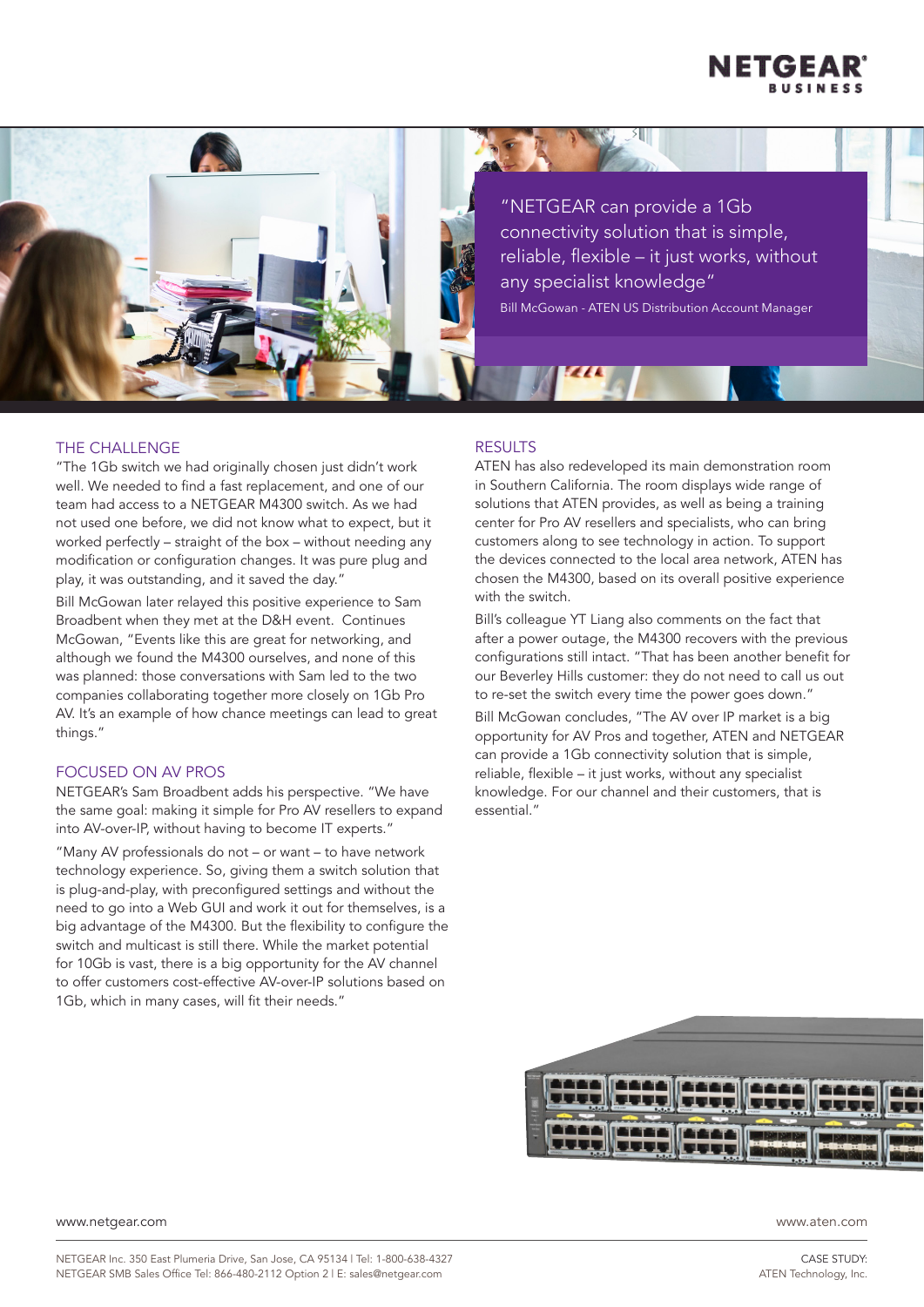> "NETGEAR can provide a 1Gb connectivity solution that is simple, reliable, flexible – it just works, without any specialist knowledge"
>
> Bill McGowan - ATEN US Distribution Account Manager

## THE CHALLENGE

"The 1Gb switch we had originally chosen just didn't work well. We needed to find a fast replacement, and one of our team had access to a NETGEAR M4300 switch. As we had not used one before, we did not know what to expect, but it worked perfectly – straight of the box – without needing any modification or configuration changes. It was pure plug and play, it was outstanding, and it saved the day."

Bill McGowan later relayed this positive experience to Sam Broadbent when they met at the D&H event. Continues McGowan, "Events like this are great for networking, and although we found the M4300 ourselves, and none of this was planned: those conversations with Sam led to the two companies collaborating together more closely on 1Gb Pro AV. It's an example of how chance meetings can lead to great things."

## FOCUSED ON AV PROS

NETGEAR's Sam Broadbent adds his perspective. "We have the same goal: making it simple for Pro AV resellers to expand into AV-over-IP, without having to become IT experts."

"Many AV professionals do not – or want – to have network technology experience. So, giving them a switch solution that is plug-and-play, with preconfigured settings and without the need to go into a Web GUI and work it out for themselves, is a big advantage of the M4300. But the flexibility to configure the switch and multicast is still there. While the market potential for 10Gb is vast, there is a big opportunity for the AV channel to offer customers cost-effective AV-over-IP solutions based on 1Gb, which in many cases, will fit their needs."

## RESULTS

ATEN has also redeveloped its main demonstration room in Southern California. The room displays wide range of solutions that ATEN provides, as well as being a training center for Pro AV resellers and specialists, who can bring customers along to see technology in action. To support the devices connected to the local area network, ATEN has chosen the M4300, based on its overall positive experience with the switch.

Bill's colleague YT Liang also comments on the fact that after a power outage, the M4300 recovers with the previous configurations still intact. "That has been another benefit for our Beverley Hills customer: they do not need to call us out to re-set the switch every time the power goes down."

Bill McGowan concludes, "The AV over IP market is a big opportunity for AV Pros and together, ATEN and NETGEAR can provide a 1Gb connectivity solution that is simple, reliable, flexible – it just works, without any specialist knowledge. For our channel and their customers, that is essential."

www.netgear.com

www.aten.com

NETGEAR Inc. 350 East Plumeria Drive, San Jose, CA 95134 | Tel: 1-800-638-4327
NETGEAR SMB Sales Office Tel: 866-480-2112 Option 2 | E: sales@netgear.com

CASE STUDY:
ATEN Technology, Inc.